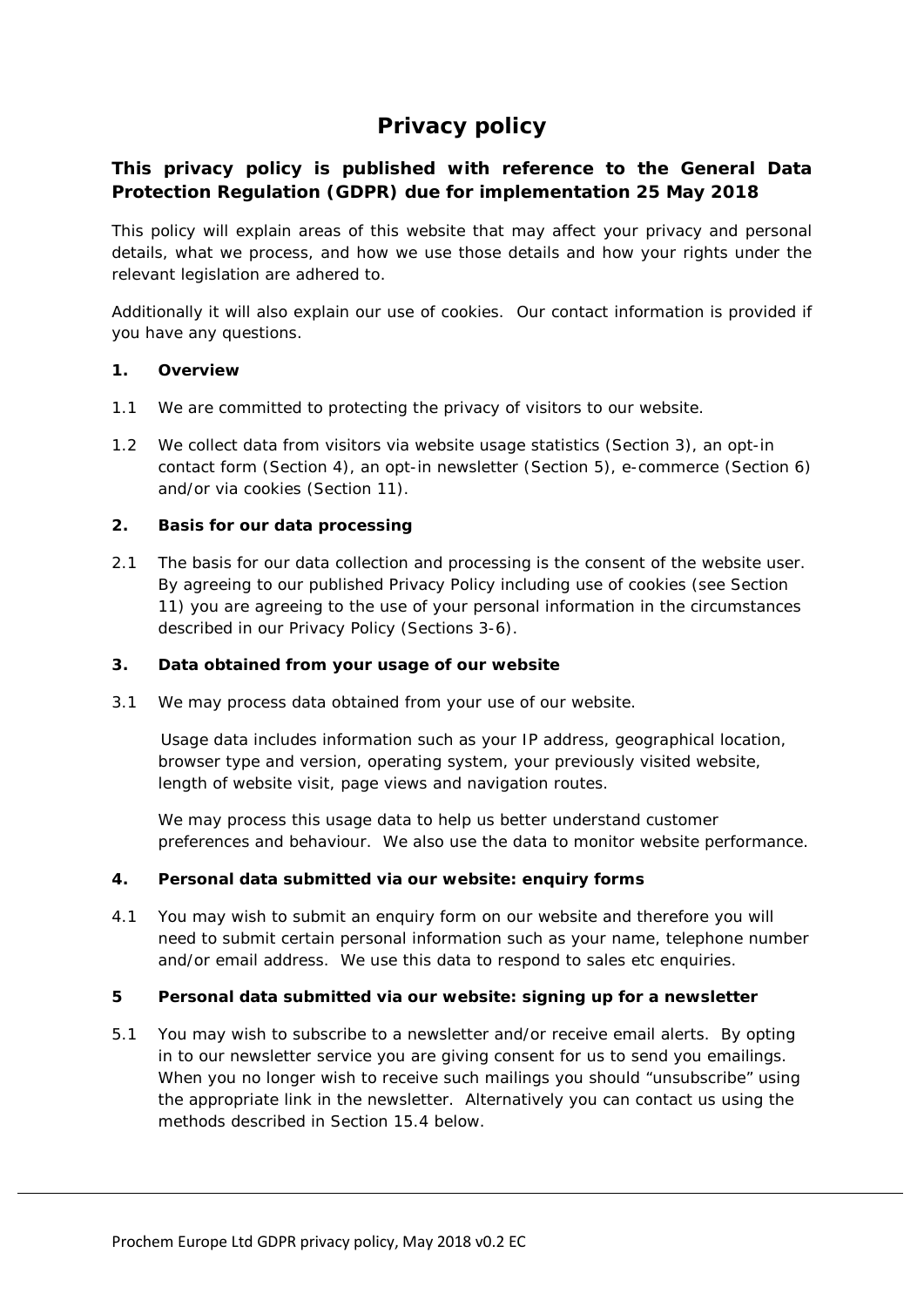# Privacy policy

**This privacy policy is published with reference to the General Data Protection Regulation (GDPR) due for implementation 25 May 2018**

This policy will explain areas of this website that may affect your privacy and personal details, what we process, and how we use those details and how your rights under the relevant legislation are adhered to.

Additionally it will also explain our use of cookies. Our contact information is provided if you have any questions.

## 1. Overview

1.1 We are committed to protecting the privacy of visitors to our website.

1.2 We collect data from visitors via website usage statistics (Section 3), an opt-in contact form (Section 4), an opt-in newsletter (Section 5), e-commerce (Section 6) and/or via cookies (Section 11).

## 2. Basis for our data processing

2.1 The basis for our data collection and processing is the consent of the website user. By agreeing to our published Privacy Policy including use of cookies (see Section 11) you are agreeing to the use of your personal information in the circumstances described in our Privacy Policy (Sections 3-6).

## 3. Data obtained from your usage of our website

3.1 We may process data obtained from your use of our website.

Usage data includes information such as your IP address, geographical location, browser type and version, operating system, your previously visited website, length of website visit, page views and navigation routes.

We may process this usage data to help us better understand customer preferences and behaviour. We also use the data to monitor website performance.

## 4. Personal data submitted via our website: enquiry forms

4.1 You may wish to submit an enquiry form on our website and therefore you will need to submit certain personal information such as your name, telephone number and/or email address. We use this data to respond to sales etc enquiries.

## 5 Personal data submitted via our website: signing up for a newsletter

5.1 You may wish to subscribe to a newsletter and/or receive email alerts. By opting in to our newsletter service you are giving consent for us to send you emailings. When you no longer wish to receive such mailings you should "unsubscribe" using the appropriate link in the newsletter. Alternatively you can contact us using the methods described in Section 15.4 below.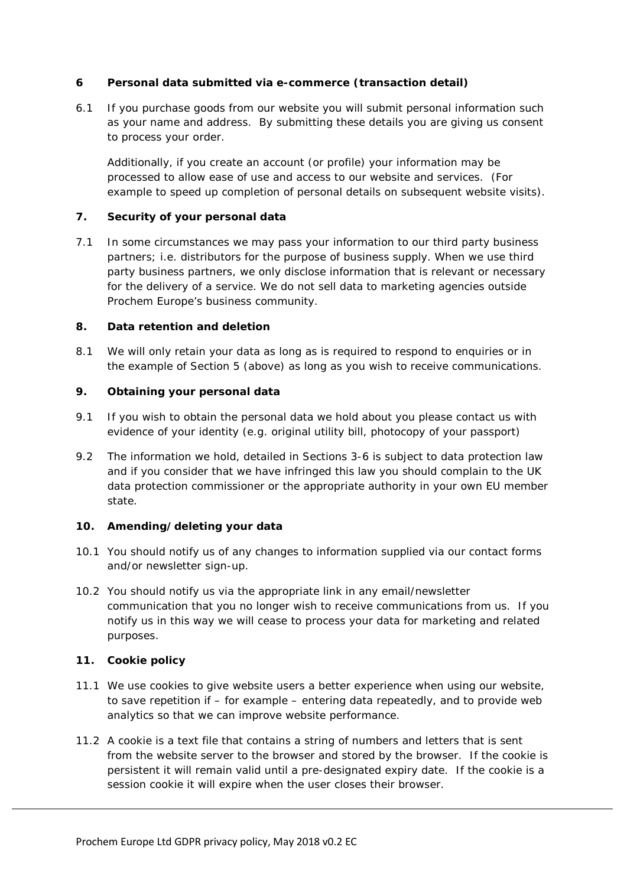## 6 Personal data submitted via e-commerce (transaction detail)

6.1 If you purchase goods from our website you will submit personal information such as your name and address. By submitting these details you are giving us consent to process your order.

Additionally, if you create an account (or profile) your information may be processed to allow ease of use and access to our website and services. (For example to speed up completion of personal details on subsequent website visits).

## 7. Security of your personal data

7.1 In some circumstances we may pass your information to our third party business partners; i.e. distributors for the purpose of business supply. When we use third party business partners, we only disclose information that is relevant or necessary for the delivery of a service. We do not sell data to marketing agencies outside Prochem Europe's business community.

## 8. Data retention and deletion

8.1 We will only retain your data as long as is required to respond to enquiries or in the example of Section 5 (above) as long as you wish to receive communications.

## 9. Obtaining your personal data

9.1 If you wish to obtain the personal data we hold about you please contact us with evidence of your identity (e.g. original utility bill, photocopy of your passport)

9.2 The information we hold, detailed in Sections 3-6 is subject to data protection law and if you consider that we have infringed this law you should complain to the UK data protection commissioner or the appropriate authority in your own EU member state.

## 10. Amending/deleting your data

10.1 You should notify us of any changes to information supplied via our contact forms and/or newsletter sign-up.

10.2 You should notify us via the appropriate link in any email/newsletter communication that you no longer wish to receive communications from us. If you notify us in this way we will cease to process your data for marketing and related purposes.

## 11. Cookie policy

11.1 We use cookies to give website users a better experience when using our website, to save repetition if – for example – entering data repeatedly, and to provide web analytics so that we can improve website performance.

11.2 A cookie is a text file that contains a string of numbers and letters that is sent from the website server to the browser and stored by the browser. If the cookie is persistent it will remain valid until a pre-designated expiry date. If the cookie is a session cookie it will expire when the user closes their browser.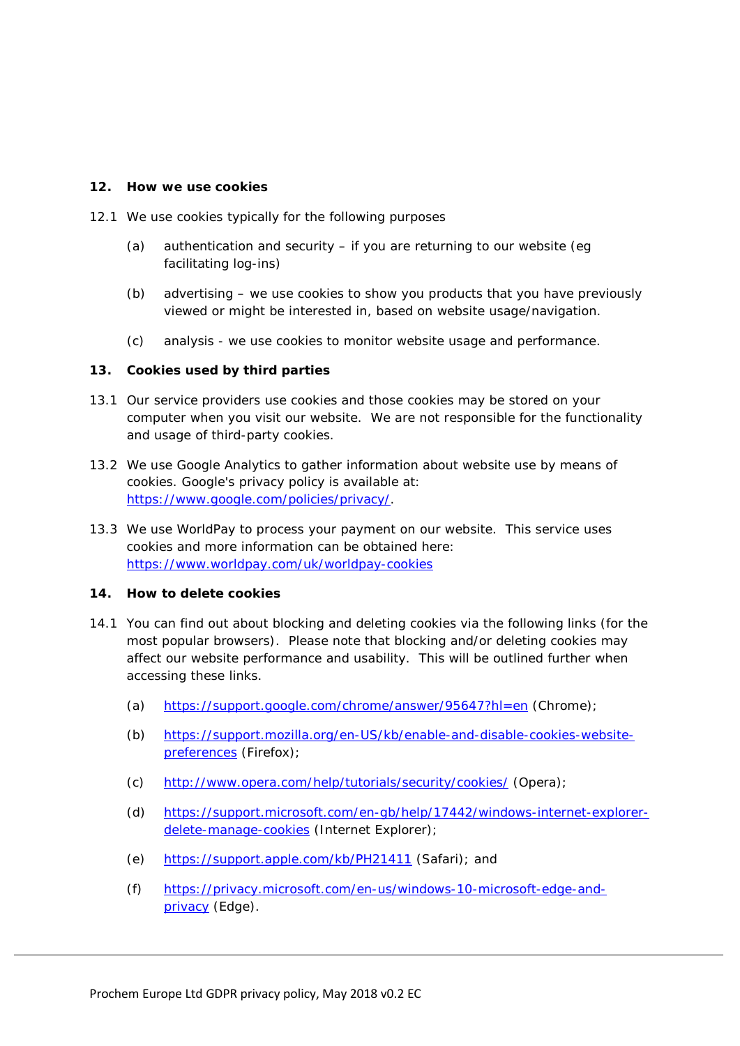## 12. How we use cookies

12.1 We use cookies typically for the following purposes

(a) authentication and security – if you are returning to our website (eg facilitating log-ins)

(b) advertising – we use cookies to show you products that you have previously viewed or might be interested in, based on website usage/navigation.

(c) analysis - we use cookies to monitor website usage and performance.

## 13. Cookies used by third parties

13.1 Our service providers use cookies and those cookies may be stored on your computer when you visit our website. We are not responsible for the functionality and usage of third-party cookies.

13.2 We use Google Analytics to gather information about website use by means of cookies. Google's privacy policy is available at: [https://www.google.com/policies/privacy/](https://www.google.com/policies/privacy/).

13.3 We use WorldPay to process your payment on our website. This service uses cookies and more information can be obtained here: [https://www.worldpay.com/uk/worldpay-cookies](https://www.worldpay.com/uk/worldpay-cookies)

## 14. How to delete cookies

14.1 You can find out about blocking and deleting cookies via the following links (for the most popular browsers). Please note that blocking and/or deleting cookies may affect our website performance and usability. This will be outlined further when accessing these links.

(a) [https://support.google.com/chrome/answer/95647?hl=en](https://support.google.com/chrome/answer/95647?hl=en) (Chrome);

(b) [https://support.mozilla.org/en-US/kb/enable-and-disable-cookies-website-preferences](https://support.mozilla.org/en-US/kb/enable-and-disable-cookies-website-preferences) (Firefox);

(c) [http://www.opera.com/help/tutorials/security/cookies/](http://www.opera.com/help/tutorials/security/cookies/) (Opera);

(d) [https://support.microsoft.com/en-gb/help/17442/windows-internet-explorer-delete-manage-cookies](https://support.microsoft.com/en-gb/help/17442/windows-internet-explorer-delete-manage-cookies) (Internet Explorer);

(e) [https://support.apple.com/kb/PH21411](https://support.apple.com/kb/PH21411) (Safari); and

(f) [https://privacy.microsoft.com/en-us/windows-10-microsoft-edge-and-privacy](https://privacy.microsoft.com/en-us/windows-10-microsoft-edge-and-privacy) (Edge).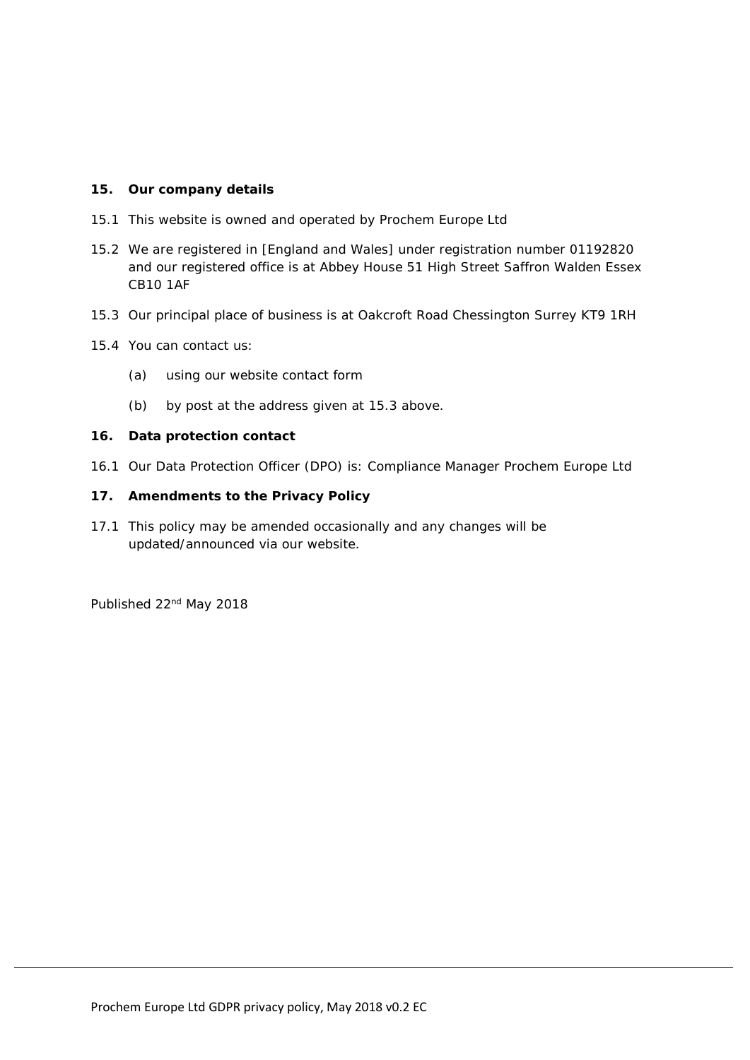## 15. Our company details

15.1 This website is owned and operated by Prochem Europe Ltd

15.2 We are registered in [England and Wales] under registration number 01192820 and our registered office is at Abbey House 51 High Street Saffron Walden Essex CB10 1AF

15.3 Our principal place of business is at Oakcroft Road Chessington Surrey KT9 1RH

15.4 You can contact us:

(a) using our website contact form

(b) by post at the address given at 15.3 above.

## 16. Data protection contact

16.1 Our Data Protection Officer (DPO) is: Compliance Manager Prochem Europe Ltd

## 17. Amendments to the Privacy Policy

17.1 This policy may be amended occasionally and any changes will be updated/announced via our website.

Published 22nd May 2018